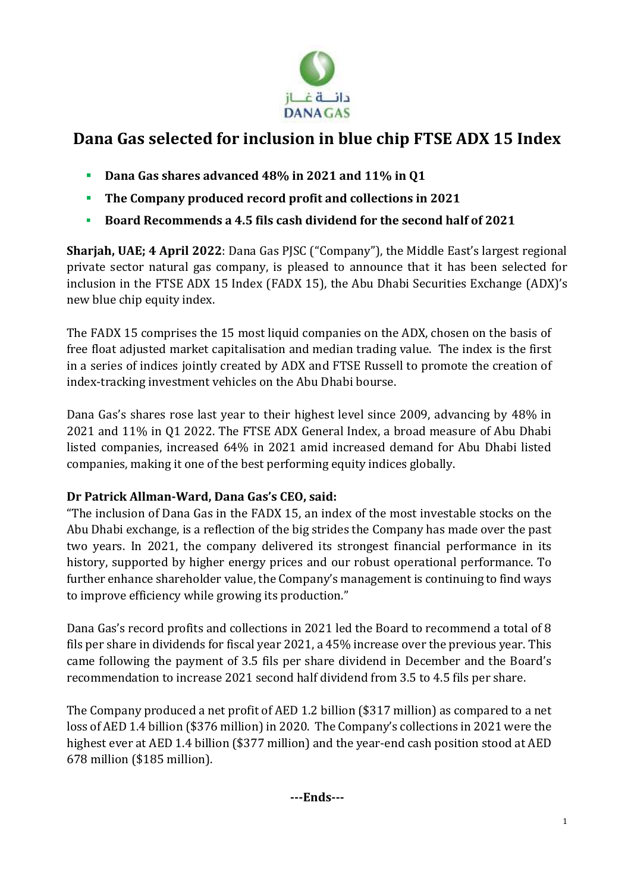# Dana Gas selected for inclusion in blue chip FTSE ADX 15 Index

- **Dana Gas shares advanced 48% in 2021 and 11% in Q1**
- **The Company produced record profit and collections in 2021**
- **Board Recommends a 4.5 fils cash dividend for the second half of 2021**

**Sharjah, UAE; 4 April 2022**: Dana Gas PJSC ("Company"), the Middle East's largest regional private sector natural gas company, is pleased to announce that it has been selected for inclusion in the FTSE ADX 15 Index (FADX 15), the Abu Dhabi Securities Exchange (ADX)'s new blue chip equity index.

The FADX 15 comprises the 15 most liquid companies on the ADX, chosen on the basis of free float adjusted market capitalisation and median trading value. The index is the first in a series of indices jointly created by ADX and FTSE Russell to promote the creation of index-tracking investment vehicles on the Abu Dhabi bourse.

Dana Gas's shares rose last year to their highest level since 2009, advancing by 48% in 2021 and 11% in Q1 2022. The FTSE ADX General Index, a broad measure of Abu Dhabi listed companies, increased 64% in 2021 amid increased demand for Abu Dhabi listed companies, making it one of the best performing equity indices globally.

**Dr Patrick Allman-Ward, Dana Gas's CEO, said:**

"The inclusion of Dana Gas in the FADX 15, an index of the most investable stocks on the Abu Dhabi exchange, is a reflection of the big strides the Company has made over the past two years. In 2021, the company delivered its strongest financial performance in its history, supported by higher energy prices and our robust operational performance. To further enhance shareholder value, the Company's management is continuing to find ways to improve efficiency while growing its production."

Dana Gas's record profits and collections in 2021 led the Board to recommend a total of 8 fils per share in dividends for fiscal year 2021, a 45% increase over the previous year. This came following the payment of 3.5 fils per share dividend in December and the Board's recommendation to increase 2021 second half dividend from 3.5 to 4.5 fils per share.

The Company produced a net profit of AED 1.2 billion ($317 million) as compared to a net loss of AED 1.4 billion ($376 million) in 2020. The Company's collections in 2021 were the highest ever at AED 1.4 billion ($377 million) and the year-end cash position stood at AED 678 million ($185 million).

**---Ends---**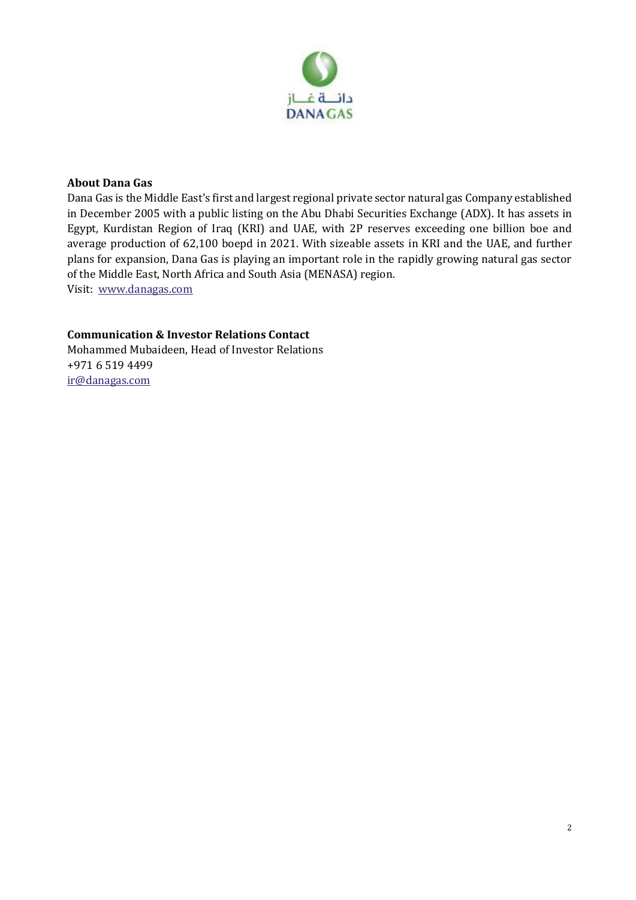**About Dana Gas**

Dana Gas is the Middle East's first and largest regional private sector natural gas Company established in December 2005 with a public listing on the Abu Dhabi Securities Exchange (ADX). It has assets in Egypt, Kurdistan Region of Iraq (KRI) and UAE, with 2P reserves exceeding one billion boe and average production of 62,100 boepd in 2021. With sizeable assets in KRI and the UAE, and further plans for expansion, Dana Gas is playing an important role in the rapidly growing natural gas sector of the Middle East, North Africa and South Asia (MENASA) region.

Visit: [www.danagas.com](http://www.danagas.com)

**Communication & Investor Relations Contact**

Mohammed Mubaideen, Head of Investor Relations

+971 6 519 4499

[ir@danagas.com](mailto:ir@danagas.com)